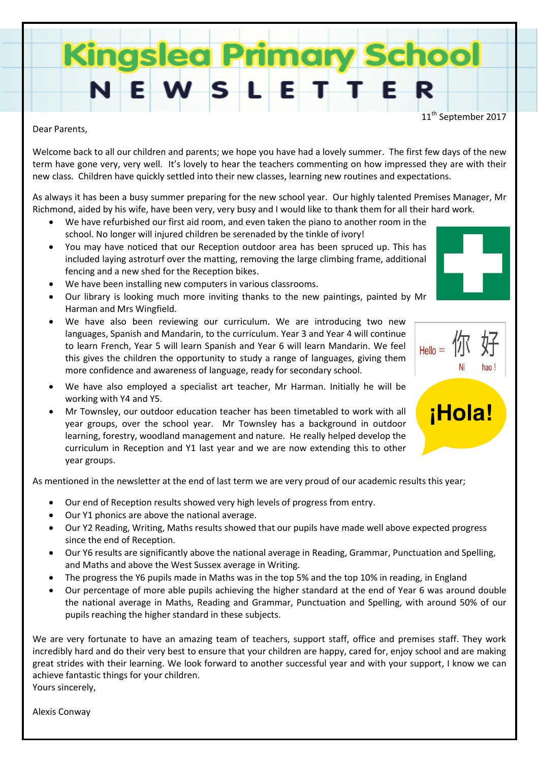# Kingslea Primary School

## NEWSLETTER

11th September 2017

Dear Parents,

Welcome back to all our children and parents; we hope you have had a lovely summer. The first few days of the new term have gone very, very well. It's lovely to hear the teachers commenting on how impressed they are with their new class. Children have quickly settled into their new classes, learning new routines and expectations.

As always it has been a busy summer preparing for the new school year. Our highly talented Premises Manager, Mr Richmond, aided by his wife, have been very, very busy and I would like to thank them for all their hard work.

- We have refurbished our first aid room, and even taken the piano to another room in the school. No longer will injured children be serenaded by the tinkle of ivory!
- You may have noticed that our Reception outdoor area has been spruced up. This has included laying astroturf over the matting, removing the large climbing frame, additional fencing and a new shed for the Reception bikes.
- We have been installing new computers in various classrooms.
- Our library is looking much more inviting thanks to the new paintings, painted by Mr Harman and Mrs Wingfield.
- We have also been reviewing our curriculum. We are introducing two new languages, Spanish and Mandarin, to the curriculum. Year 3 and Year 4 will continue to learn French, Year 5 will learn Spanish and Year 6 will learn Mandarin. We feel this gives the children the opportunity to study a range of languages, giving them more confidence and awareness of language, ready for secondary school.
- We have also employed a specialist art teacher, Mr Harman. Initially he will be working with Y4 and Y5.
- Mr Townsley, our outdoor education teacher has been timetabled to work with all year groups, over the school year. Mr Townsley has a background in outdoor learning, forestry, woodland management and nature. He really helped develop the curriculum in Reception and Y1 last year and we are now extending this to other year groups.

Hello = 你 好 Ni hao !

¡Hola!

As mentioned in the newsletter at the end of last term we are very proud of our academic results this year;

- Our end of Reception results showed very high levels of progress from entry.
- Our Y1 phonics are above the national average.
- Our Y2 Reading, Writing, Maths results showed that our pupils have made well above expected progress since the end of Reception.
- Our Y6 results are significantly above the national average in Reading, Grammar, Punctuation and Spelling, and Maths and above the West Sussex average in Writing.
- The progress the Y6 pupils made in Maths was in the top 5% and the top 10% in reading, in England
- Our percentage of more able pupils achieving the higher standard at the end of Year 6 was around double the national average in Maths, Reading and Grammar, Punctuation and Spelling, with around 50% of our pupils reaching the higher standard in these subjects.

We are very fortunate to have an amazing team of teachers, support staff, office and premises staff. They work incredibly hard and do their very best to ensure that your children are happy, cared for, enjoy school and are making great strides with their learning. We look forward to another successful year and with your support, I know we can achieve fantastic things for your children.

Yours sincerely,

Alexis Conway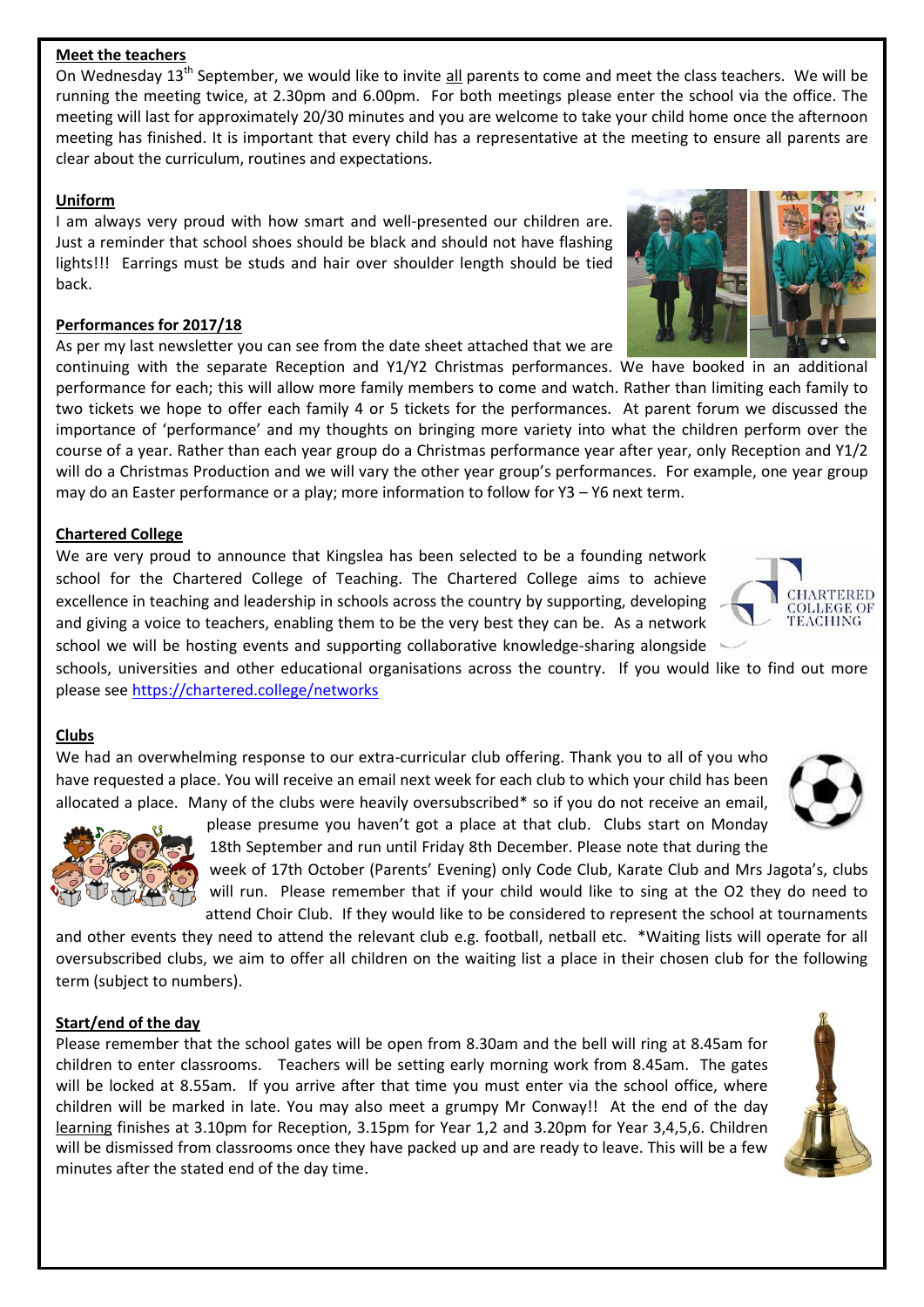**Meet the teachers**

On Wednesday 13th September, we would like to invite all parents to come and meet the class teachers. We will be running the meeting twice, at 2.30pm and 6.00pm. For both meetings please enter the school via the office. The meeting will last for approximately 20/30 minutes and you are welcome to take your child home once the afternoon meeting has finished. It is important that every child has a representative at the meeting to ensure all parents are clear about the curriculum, routines and expectations.

**Uniform**

I am always very proud with how smart and well-presented our children are. Just a reminder that school shoes should be black and should not have flashing lights!!! Earrings must be studs and hair over shoulder length should be tied back.

**Performances for 2017/18**

As per my last newsletter you can see from the date sheet attached that we are continuing with the separate Reception and Y1/Y2 Christmas performances. We have booked in an additional performance for each; this will allow more family members to come and watch. Rather than limiting each family to two tickets we hope to offer each family 4 or 5 tickets for the performances. At parent forum we discussed the importance of 'performance' and my thoughts on bringing more variety into what the children perform over the course of a year. Rather than each year group do a Christmas performance year after year, only Reception and Y1/2 will do a Christmas Production and we will vary the other year group's performances. For example, one year group may do an Easter performance or a play; more information to follow for Y3 – Y6 next term.

**Chartered College**

We are very proud to announce that Kingslea has been selected to be a founding network school for the Chartered College of Teaching. The Chartered College aims to achieve excellence in teaching and leadership in schools across the country by supporting, developing and giving a voice to teachers, enabling them to be the very best they can be. As a network school we will be hosting events and supporting collaborative knowledge-sharing alongside schools, universities and other educational organisations across the country. If you would like to find out more please see https://chartered.college/networks

**Clubs**

We had an overwhelming response to our extra-curricular club offering. Thank you to all of you who have requested a place. You will receive an email next week for each club to which your child has been allocated a place. Many of the clubs were heavily oversubscribed* so if you do not receive an email, please presume you haven't got a place at that club. Clubs start on Monday 18th September and run until Friday 8th December. Please note that during the week of 17th October (Parents' Evening) only Code Club, Karate Club and Mrs Jagota's, clubs will run. Please remember that if your child would like to sing at the O2 they do need to attend Choir Club. If they would like to be considered to represent the school at tournaments and other events they need to attend the relevant club e.g. football, netball etc. *Waiting lists will operate for all oversubscribed clubs, we aim to offer all children on the waiting list a place in their chosen club for the following term (subject to numbers).

**Start/end of the day**

Please remember that the school gates will be open from 8.30am and the bell will ring at 8.45am for children to enter classrooms. Teachers will be setting early morning work from 8.45am. The gates will be locked at 8.55am. If you arrive after that time you must enter via the school office, where children will be marked in late. You may also meet a grumpy Mr Conway!! At the end of the day learning finishes at 3.10pm for Reception, 3.15pm for Year 1,2 and 3.20pm for Year 3,4,5,6. Children will be dismissed from classrooms once they have packed up and are ready to leave. This will be a few minutes after the stated end of the day time.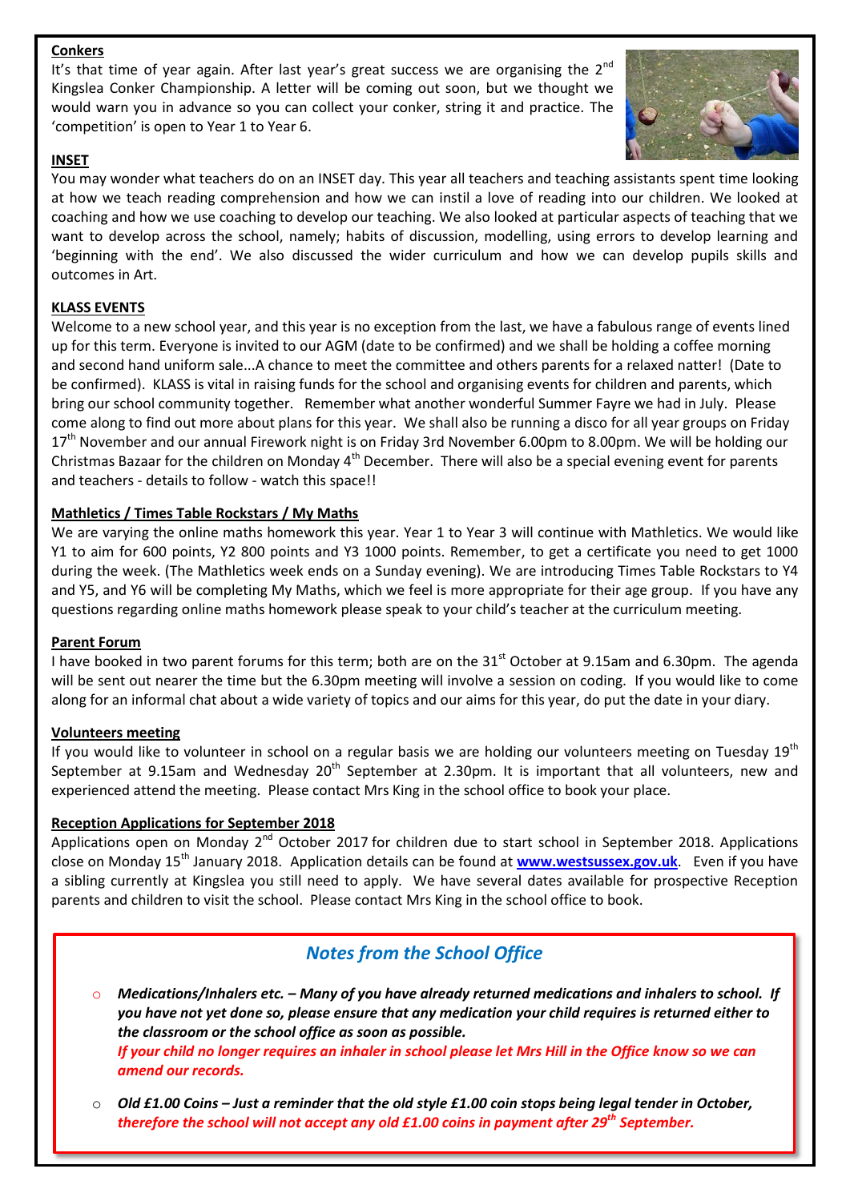**Conkers**

It's that time of year again. After last year's great success we are organising the 2nd Kingslea Conker Championship. A letter will be coming out soon, but we thought we would warn you in advance so you can collect your conker, string it and practice. The 'competition' is open to Year 1 to Year 6.

**INSET**

You may wonder what teachers do on an INSET day. This year all teachers and teaching assistants spent time looking at how we teach reading comprehension and how we can instil a love of reading into our children. We looked at coaching and how we use coaching to develop our teaching. We also looked at particular aspects of teaching that we want to develop across the school, namely; habits of discussion, modelling, using errors to develop learning and 'beginning with the end'. We also discussed the wider curriculum and how we can develop pupils skills and outcomes in Art.

**KLASS EVENTS**

Welcome to a new school year, and this year is no exception from the last, we have a fabulous range of events lined up for this term. Everyone is invited to our AGM (date to be confirmed) and we shall be holding a coffee morning and second hand uniform sale...A chance to meet the committee and others parents for a relaxed natter! (Date to be confirmed). KLASS is vital in raising funds for the school and organising events for children and parents, which bring our school community together. Remember what another wonderful Summer Fayre we had in July. Please come along to find out more about plans for this year. We shall also be running a disco for all year groups on Friday 17th November and our annual Firework night is on Friday 3rd November 6.00pm to 8.00pm. We will be holding our Christmas Bazaar for the children on Monday 4th December. There will also be a special evening event for parents and teachers - details to follow - watch this space!!

**Mathletics / Times Table Rockstars / My Maths**

We are varying the online maths homework this year. Year 1 to Year 3 will continue with Mathletics. We would like Y1 to aim for 600 points, Y2 800 points and Y3 1000 points. Remember, to get a certificate you need to get 1000 during the week. (The Mathletics week ends on a Sunday evening). We are introducing Times Table Rockstars to Y4 and Y5, and Y6 will be completing My Maths, which we feel is more appropriate for their age group. If you have any questions regarding online maths homework please speak to your child's teacher at the curriculum meeting.

**Parent Forum**

I have booked in two parent forums for this term; both are on the 31st October at 9.15am and 6.30pm. The agenda will be sent out nearer the time but the 6.30pm meeting will involve a session on coding. If you would like to come along for an informal chat about a wide variety of topics and our aims for this year, do put the date in your diary.

**Volunteers meeting**

If you would like to volunteer in school on a regular basis we are holding our volunteers meeting on Tuesday 19th September at 9.15am and Wednesday 20th September at 2.30pm. It is important that all volunteers, new and experienced attend the meeting. Please contact Mrs King in the school office to book your place.

**Reception Applications for September 2018**

Applications open on Monday 2nd October 2017 for children due to start school in September 2018. Applications close on Monday 15th January 2018. Application details can be found at **www.westsussex.gov.uk**. Even if you have a sibling currently at Kingslea you still need to apply. We have several dates available for prospective Reception parents and children to visit the school. Please contact Mrs King in the school office to book.

## *Notes from the School Office*

- ***Medications/Inhalers etc. – Many of you have already returned medications and inhalers to school. If you have not yet done so, please ensure that any medication your child requires is returned either to the classroom or the school office as soon as possible.***
  ***If your child no longer requires an inhaler in school please let Mrs Hill in the Office know so we can amend our records.***
- ***Old £1.00 Coins – Just a reminder that the old style £1.00 coin stops being legal tender in October, therefore the school will not accept any old £1.00 coins in payment after 29th September.***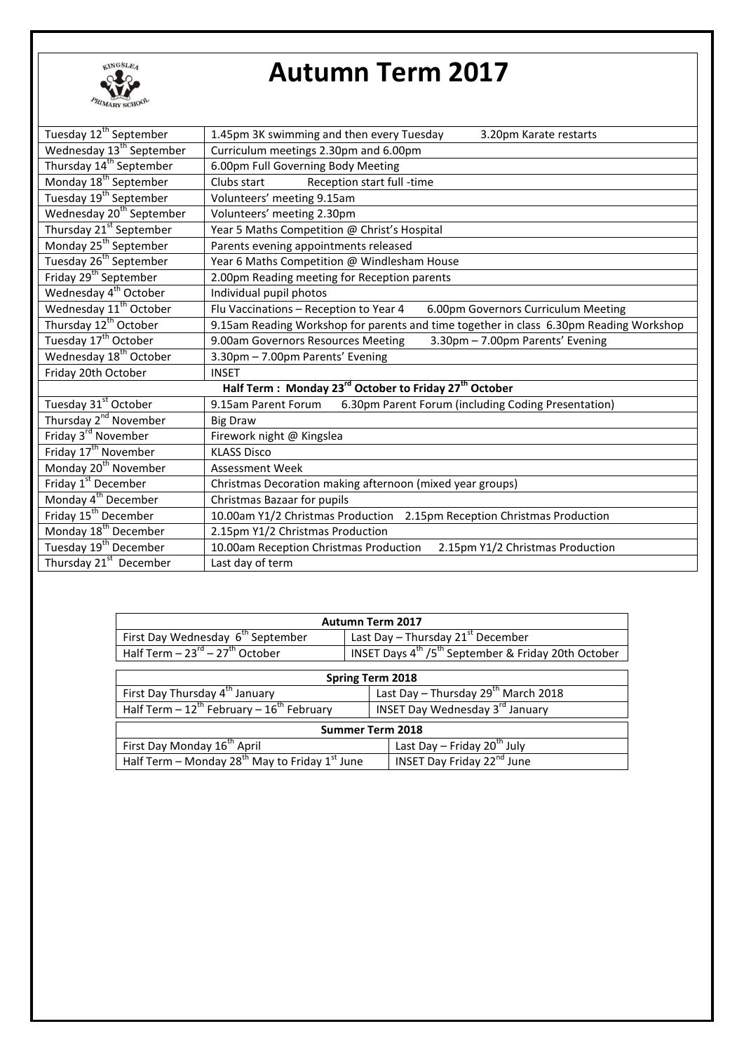# Autumn Term 2017

| | |
|---|---|
| Tuesday 12th September | 1.45pm 3K swimming and then every Tuesday 3.20pm Karate restarts |
| Wednesday 13th September | Curriculum meetings 2.30pm and 6.00pm |
| Thursday 14th September | 6.00pm Full Governing Body Meeting |
| Monday 18th September | Clubs start Reception start full -time |
| Tuesday 19th September | Volunteers' meeting 9.15am |
| Wednesday 20th September | Volunteers' meeting 2.30pm |
| Thursday 21st September | Year 5 Maths Competition @ Christ's Hospital |
| Monday 25th September | Parents evening appointments released |
| Tuesday 26th September | Year 6 Maths Competition @ Windlesham House |
| Friday 29th September | 2.00pm Reading meeting for Reception parents |
| Wednesday 4th October | Individual pupil photos |
| Wednesday 11th October | Flu Vaccinations – Reception to Year 4 6.00pm Governors Curriculum Meeting |
| Thursday 12th October | 9.15am Reading Workshop for parents and time together in class 6.30pm Reading Workshop |
| Tuesday 17th October | 9.00am Governors Resources Meeting 3.30pm – 7.00pm Parents' Evening |
| Wednesday 18th October | 3.30pm – 7.00pm Parents' Evening |
| Friday 20th October | INSET |
| **Half Term : Monday 23rd October to Friday 27th October** | |
| Tuesday 31st October | 9.15am Parent Forum 6.30pm Parent Forum (including Coding Presentation) |
| Thursday 2nd November | Big Draw |
| Friday 3rd November | Firework night @ Kingslea |
| Friday 17th November | KLASS Disco |
| Monday 20th November | Assessment Week |
| Friday 1st December | Christmas Decoration making afternoon (mixed year groups) |
| Monday 4th December | Christmas Bazaar for pupils |
| Friday 15th December | 10.00am Y1/2 Christmas Production 2.15pm Reception Christmas Production |
| Monday 18th December | 2.15pm Y1/2 Christmas Production |
| Tuesday 19th December | 10.00am Reception Christmas Production 2.15pm Y1/2 Christmas Production |
| Thursday 21st December | Last day of term |

| **Autumn Term 2017** | |
|---|---|
| First Day Wednesday 6th September | Last Day – Thursday 21st December |
| Half Term – 23rd – 27th October | INSET Days 4th /5th September & Friday 20th October |

| **Spring Term 2018** | |
|---|---|
| First Day Thursday 4th January | Last Day – Thursday 29th March 2018 |
| Half Term – 12th February – 16th February | INSET Day Wednesday 3rd January |

| **Summer Term 2018** | |
|---|---|
| First Day Monday 16th April | Last Day – Friday 20th July |
| Half Term – Monday 28th May to Friday 1st June | INSET Day Friday 22nd June |